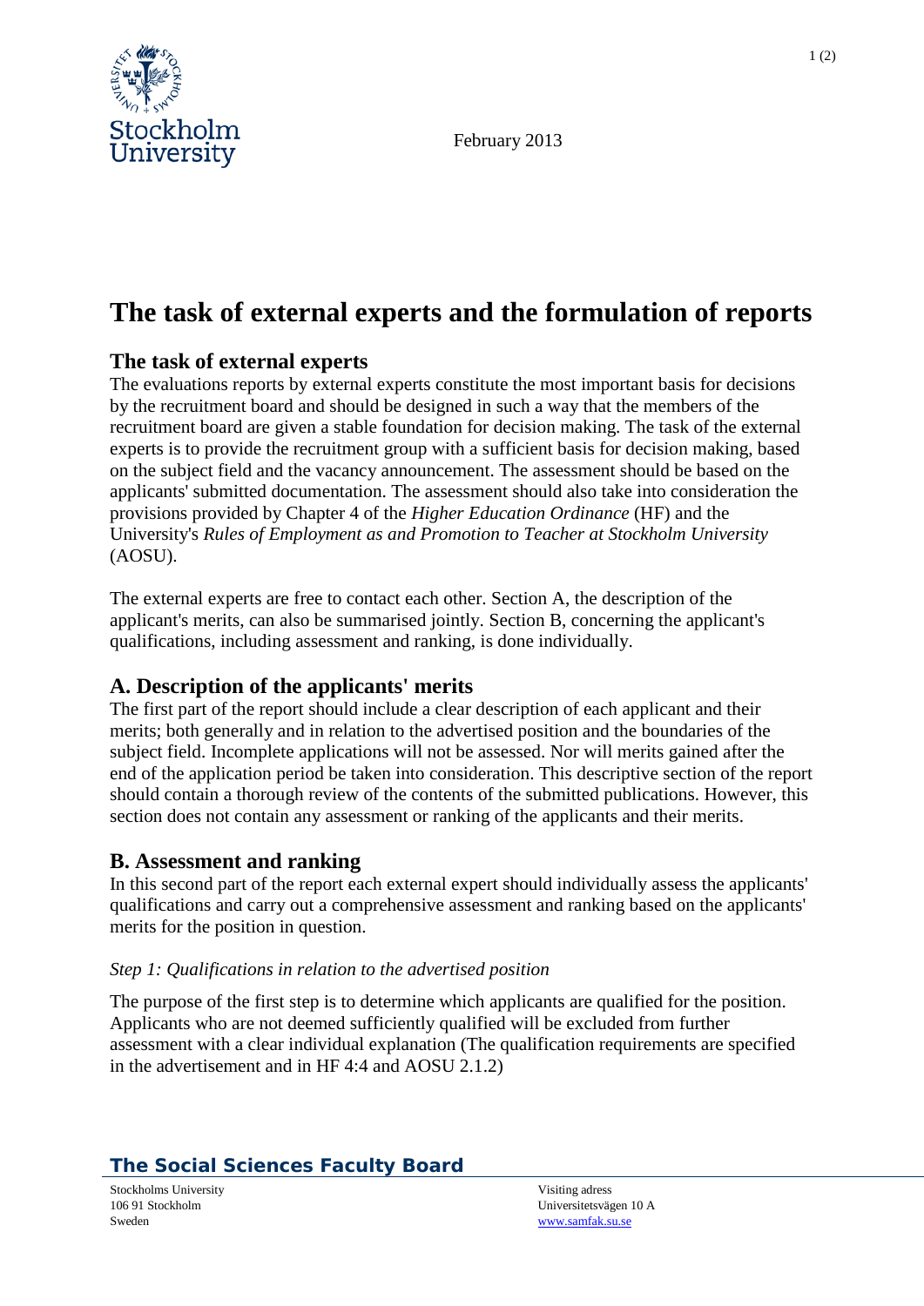February 2013

# The task of external experts and the formulation of reports

## The task of external experts

The evaluations reports by external experts constitute the most important basis for decisions by the recruitment board and should be designed in such a way that the members of the recruitment board are given a stable foundation for decision making. The task of the external experts is to provide the recruitment group with a sufficient basis for decision making, based on the subject field and the vacancy announcement. The assessment should be based on the applicants' submitted documentation. The assessment should also take into consideration the provisions provided by Chapter 4 of the *Higher Education Ordinance* (HF) and the University's *Rules of Employment as and Promotion to Teacher at Stockholm University* (AOSU).

The external experts are free to contact each other. Section A, the description of the applicant's merits, can also be summarised jointly. Section B, concerning the applicant's qualifications, including assessment and ranking, is done individually.

## A. Description of the applicants' merits

The first part of the report should include a clear description of each applicant and their merits; both generally and in relation to the advertised position and the boundaries of the subject field. Incomplete applications will not be assessed. Nor will merits gained after the end of the application period be taken into consideration. This descriptive section of the report should contain a thorough review of the contents of the submitted publications. However, this section does not contain any assessment or ranking of the applicants and their merits.

## B. Assessment and ranking

In this second part of the report each external expert should individually assess the applicants' qualifications and carry out a comprehensive assessment and ranking based on the applicants' merits for the position in question.

*Step 1: Qualifications in relation to the advertised position*

The purpose of the first step is to determine which applicants are qualified for the position. Applicants who are not deemed sufficiently qualified will be excluded from further assessment with a clear individual explanation (The qualification requirements are specified in the advertisement and in HF 4:4 and AOSU 2.1.2)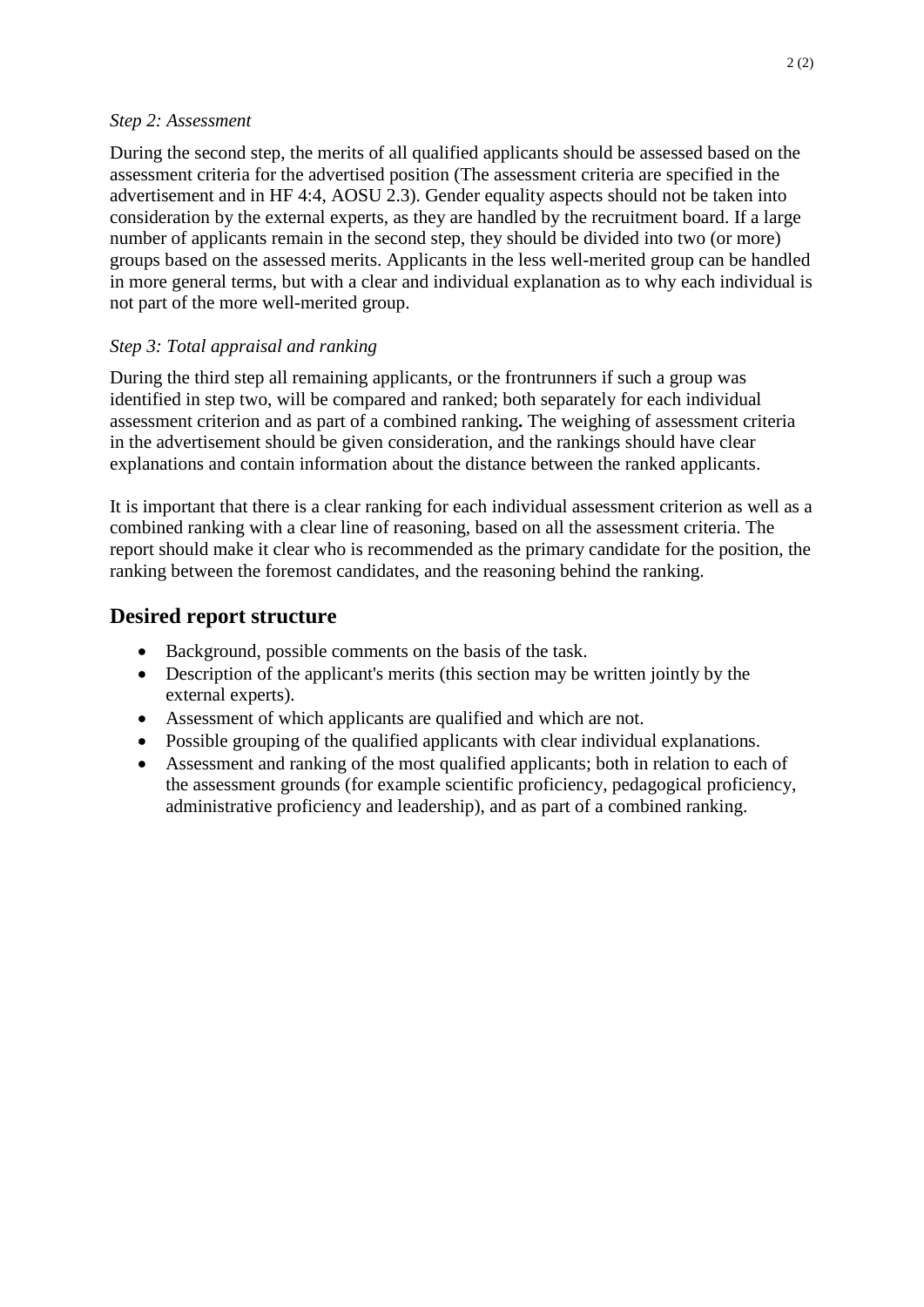*Step 2: Assessment*

During the second step, the merits of all qualified applicants should be assessed based on the assessment criteria for the advertised position (The assessment criteria are specified in the advertisement and in HF 4:4, AOSU 2.3). Gender equality aspects should not be taken into consideration by the external experts, as they are handled by the recruitment board. If a large number of applicants remain in the second step, they should be divided into two (or more) groups based on the assessed merits. Applicants in the less well-merited group can be handled in more general terms, but with a clear and individual explanation as to why each individual is not part of the more well-merited group.

*Step 3: Total appraisal and ranking*

During the third step all remaining applicants, or the frontrunners if such a group was identified in step two, will be compared and ranked; both separately for each individual assessment criterion and as part of a combined ranking**.** The weighing of assessment criteria in the advertisement should be given consideration, and the rankings should have clear explanations and contain information about the distance between the ranked applicants.

It is important that there is a clear ranking for each individual assessment criterion as well as a combined ranking with a clear line of reasoning, based on all the assessment criteria. The report should make it clear who is recommended as the primary candidate for the position, the ranking between the foremost candidates, and the reasoning behind the ranking.

## Desired report structure

- Background, possible comments on the basis of the task.
- Description of the applicant's merits (this section may be written jointly by the external experts).
- Assessment of which applicants are qualified and which are not.
- Possible grouping of the qualified applicants with clear individual explanations.
- Assessment and ranking of the most qualified applicants; both in relation to each of the assessment grounds (for example scientific proficiency, pedagogical proficiency, administrative proficiency and leadership), and as part of a combined ranking.